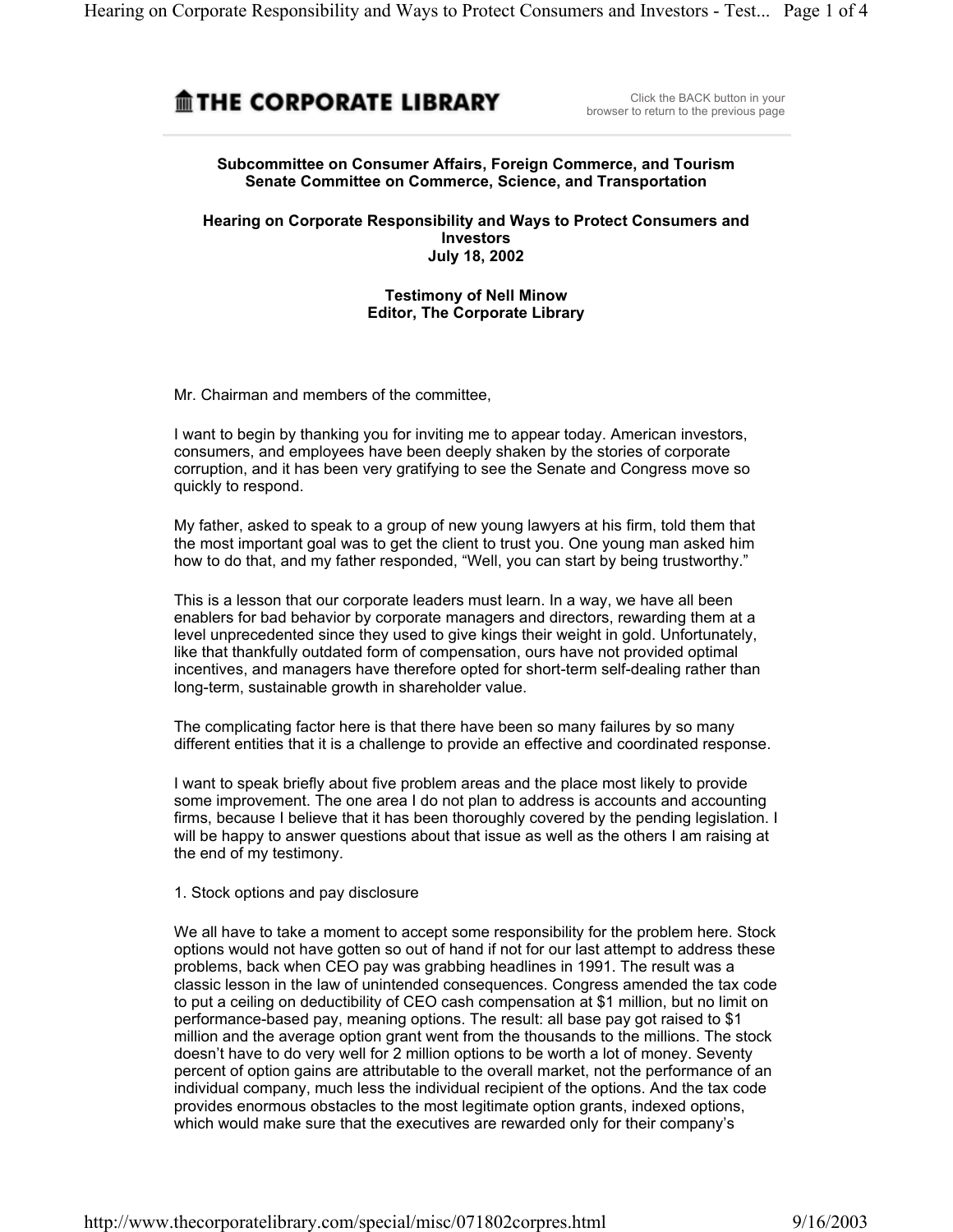THE CORPORATE LIBRARY

Click the BACK button in your browser to return to the previous page

**Subcommittee on Consumer Affairs, Foreign Commerce, and Tourism**
**Senate Committee on Commerce, Science, and Transportation**

**Hearing on Corporate Responsibility and Ways to Protect Consumers and Investors**
**July 18, 2002**

**Testimony of Nell Minow**
**Editor, The Corporate Library**

Mr. Chairman and members of the committee,

I want to begin by thanking you for inviting me to appear today. American investors, consumers, and employees have been deeply shaken by the stories of corporate corruption, and it has been very gratifying to see the Senate and Congress move so quickly to respond.

My father, asked to speak to a group of new young lawyers at his firm, told them that the most important goal was to get the client to trust you. One young man asked him how to do that, and my father responded, "Well, you can start by being trustworthy."

This is a lesson that our corporate leaders must learn. In a way, we have all been enablers for bad behavior by corporate managers and directors, rewarding them at a level unprecedented since they used to give kings their weight in gold. Unfortunately, like that thankfully outdated form of compensation, ours have not provided optimal incentives, and managers have therefore opted for short-term self-dealing rather than long-term, sustainable growth in shareholder value.

The complicating factor here is that there have been so many failures by so many different entities that it is a challenge to provide an effective and coordinated response.

I want to speak briefly about five problem areas and the place most likely to provide some improvement. The one area I do not plan to address is accounts and accounting firms, because I believe that it has been thoroughly covered by the pending legislation. I will be happy to answer questions about that issue as well as the others I am raising at the end of my testimony.

1. Stock options and pay disclosure

We all have to take a moment to accept some responsibility for the problem here. Stock options would not have gotten so out of hand if not for our last attempt to address these problems, back when CEO pay was grabbing headlines in 1991. The result was a classic lesson in the law of unintended consequences. Congress amended the tax code to put a ceiling on deductibility of CEO cash compensation at $1 million, but no limit on performance-based pay, meaning options. The result: all base pay got raised to $1 million and the average option grant went from the thousands to the millions. The stock doesn't have to do very well for 2 million options to be worth a lot of money. Seventy percent of option gains are attributable to the overall market, not the performance of an individual company, much less the individual recipient of the options. And the tax code provides enormous obstacles to the most legitimate option grants, indexed options, which would make sure that the executives are rewarded only for their company's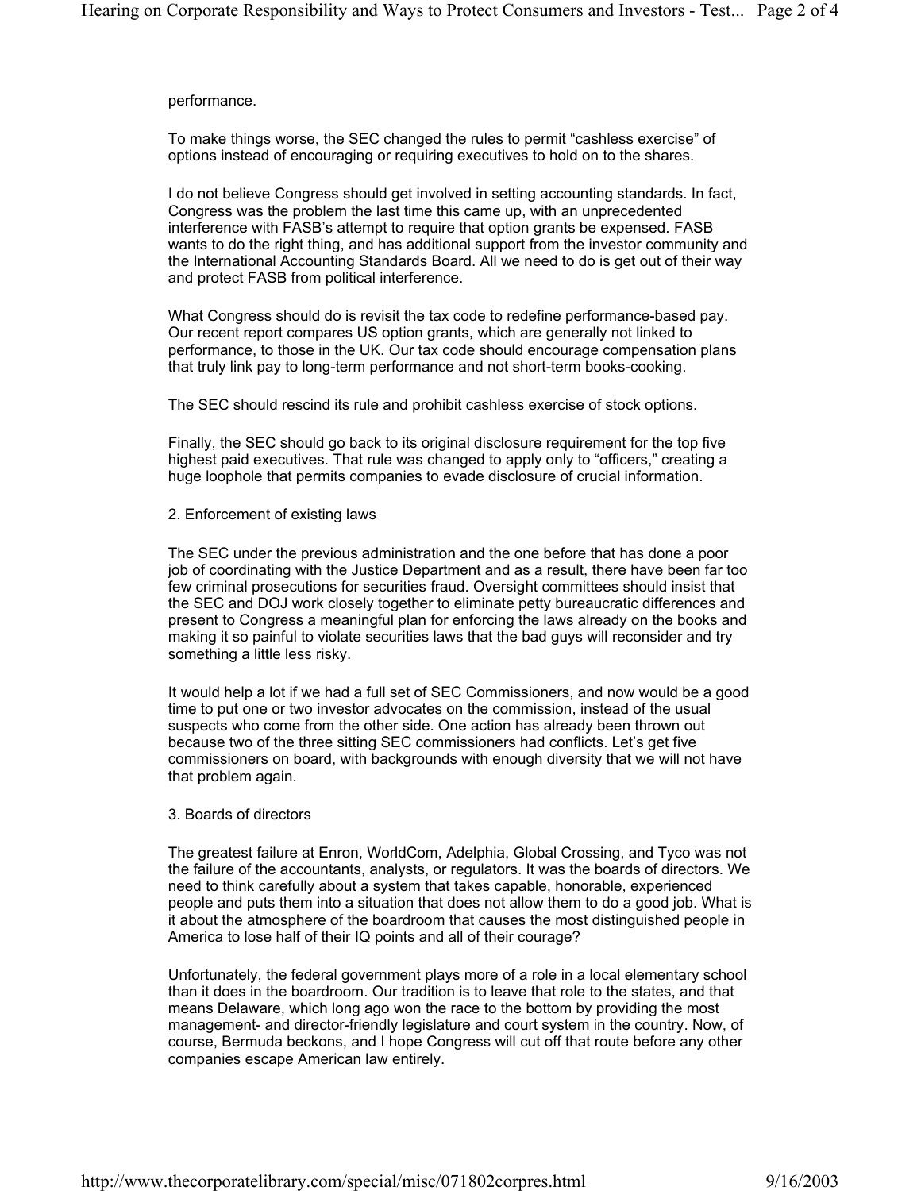performance.

To make things worse, the SEC changed the rules to permit “cashless exercise” of options instead of encouraging or requiring executives to hold on to the shares.

I do not believe Congress should get involved in setting accounting standards. In fact, Congress was the problem the last time this came up, with an unprecedented interference with FASB’s attempt to require that option grants be expensed. FASB wants to do the right thing, and has additional support from the investor community and the International Accounting Standards Board. All we need to do is get out of their way and protect FASB from political interference.

What Congress should do is revisit the tax code to redefine performance-based pay. Our recent report compares US option grants, which are generally not linked to performance, to those in the UK. Our tax code should encourage compensation plans that truly link pay to long-term performance and not short-term books-cooking.

The SEC should rescind its rule and prohibit cashless exercise of stock options.

Finally, the SEC should go back to its original disclosure requirement for the top five highest paid executives. That rule was changed to apply only to “officers,” creating a huge loophole that permits companies to evade disclosure of crucial information.

2. Enforcement of existing laws

The SEC under the previous administration and the one before that has done a poor job of coordinating with the Justice Department and as a result, there have been far too few criminal prosecutions for securities fraud. Oversight committees should insist that the SEC and DOJ work closely together to eliminate petty bureaucratic differences and present to Congress a meaningful plan for enforcing the laws already on the books and making it so painful to violate securities laws that the bad guys will reconsider and try something a little less risky.

It would help a lot if we had a full set of SEC Commissioners, and now would be a good time to put one or two investor advocates on the commission, instead of the usual suspects who come from the other side. One action has already been thrown out because two of the three sitting SEC commissioners had conflicts. Let’s get five commissioners on board, with backgrounds with enough diversity that we will not have that problem again.

3. Boards of directors

The greatest failure at Enron, WorldCom, Adelphia, Global Crossing, and Tyco was not the failure of the accountants, analysts, or regulators. It was the boards of directors. We need to think carefully about a system that takes capable, honorable, experienced people and puts them into a situation that does not allow them to do a good job. What is it about the atmosphere of the boardroom that causes the most distinguished people in America to lose half of their IQ points and all of their courage?

Unfortunately, the federal government plays more of a role in a local elementary school than it does in the boardroom. Our tradition is to leave that role to the states, and that means Delaware, which long ago won the race to the bottom by providing the most management- and director-friendly legislature and court system in the country. Now, of course, Bermuda beckons, and I hope Congress will cut off that route before any other companies escape American law entirely.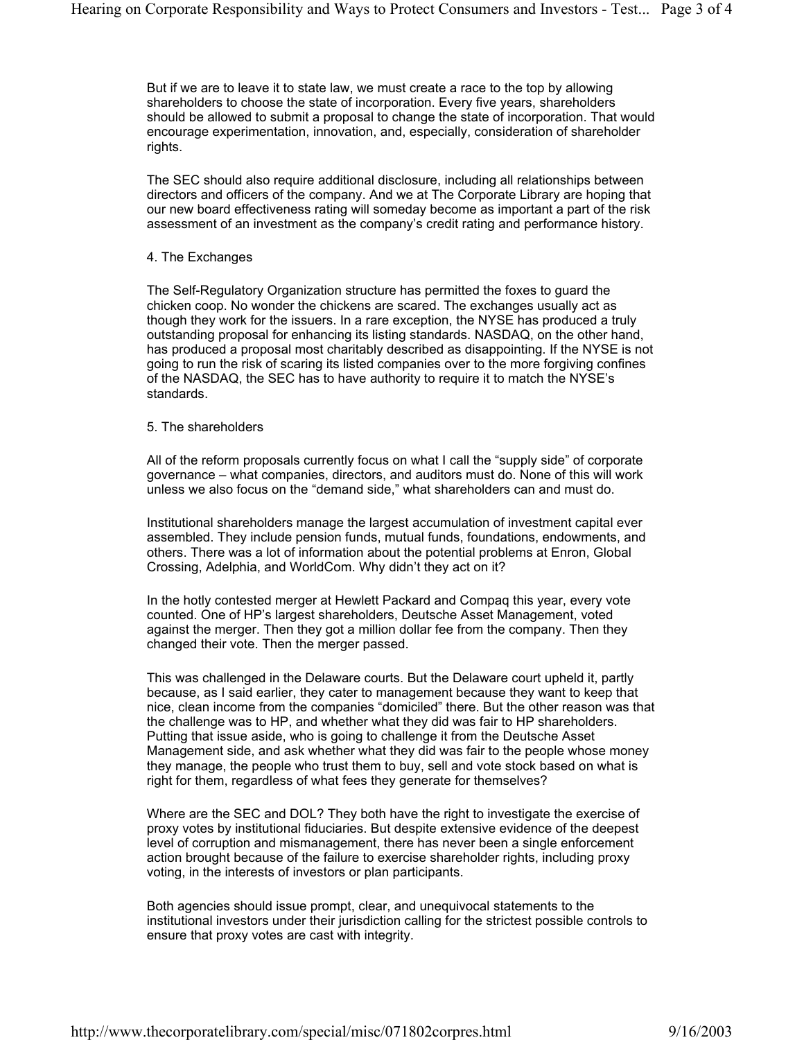But if we are to leave it to state law, we must create a race to the top by allowing shareholders to choose the state of incorporation. Every five years, shareholders should be allowed to submit a proposal to change the state of incorporation. That would encourage experimentation, innovation, and, especially, consideration of shareholder rights.

The SEC should also require additional disclosure, including all relationships between directors and officers of the company. And we at The Corporate Library are hoping that our new board effectiveness rating will someday become as important a part of the risk assessment of an investment as the company's credit rating and performance history.

4. The Exchanges

The Self-Regulatory Organization structure has permitted the foxes to guard the chicken coop. No wonder the chickens are scared. The exchanges usually act as though they work for the issuers. In a rare exception, the NYSE has produced a truly outstanding proposal for enhancing its listing standards. NASDAQ, on the other hand, has produced a proposal most charitably described as disappointing. If the NYSE is not going to run the risk of scaring its listed companies over to the more forgiving confines of the NASDAQ, the SEC has to have authority to require it to match the NYSE's standards.

5. The shareholders

All of the reform proposals currently focus on what I call the "supply side" of corporate governance – what companies, directors, and auditors must do. None of this will work unless we also focus on the "demand side," what shareholders can and must do.

Institutional shareholders manage the largest accumulation of investment capital ever assembled. They include pension funds, mutual funds, foundations, endowments, and others. There was a lot of information about the potential problems at Enron, Global Crossing, Adelphia, and WorldCom. Why didn't they act on it?

In the hotly contested merger at Hewlett Packard and Compaq this year, every vote counted. One of HP's largest shareholders, Deutsche Asset Management, voted against the merger. Then they got a million dollar fee from the company. Then they changed their vote. Then the merger passed.

This was challenged in the Delaware courts. But the Delaware court upheld it, partly because, as I said earlier, they cater to management because they want to keep that nice, clean income from the companies "domiciled" there. But the other reason was that the challenge was to HP, and whether what they did was fair to HP shareholders. Putting that issue aside, who is going to challenge it from the Deutsche Asset Management side, and ask whether what they did was fair to the people whose money they manage, the people who trust them to buy, sell and vote stock based on what is right for them, regardless of what fees they generate for themselves?

Where are the SEC and DOL? They both have the right to investigate the exercise of proxy votes by institutional fiduciaries. But despite extensive evidence of the deepest level of corruption and mismanagement, there has never been a single enforcement action brought because of the failure to exercise shareholder rights, including proxy voting, in the interests of investors or plan participants.

Both agencies should issue prompt, clear, and unequivocal statements to the institutional investors under their jurisdiction calling for the strictest possible controls to ensure that proxy votes are cast with integrity.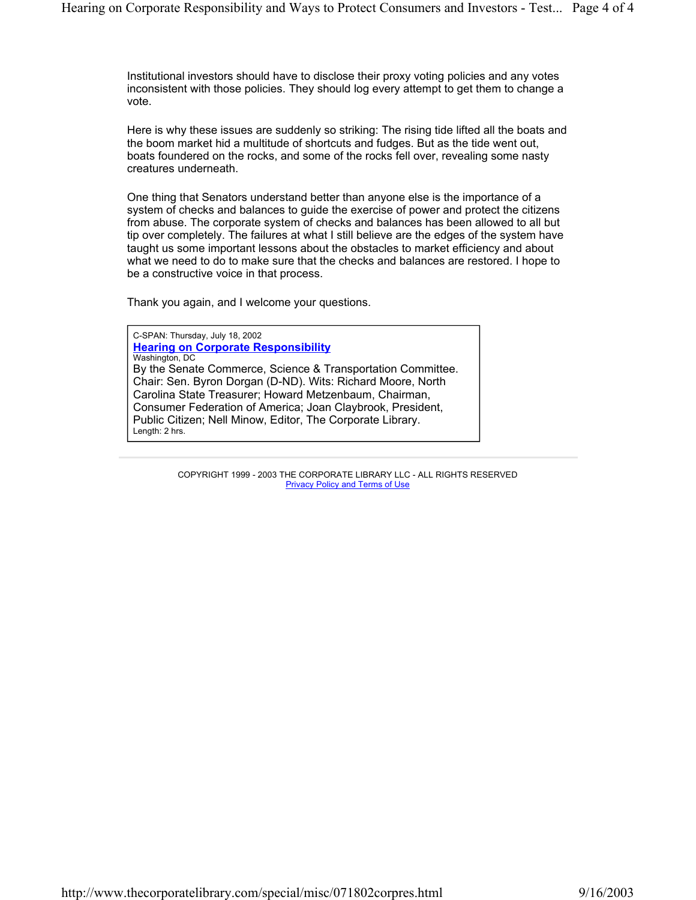Institutional investors should have to disclose their proxy voting policies and any votes inconsistent with those policies. They should log every attempt to get them to change a vote.

Here is why these issues are suddenly so striking: The rising tide lifted all the boats and the boom market hid a multitude of shortcuts and fudges. But as the tide went out, boats foundered on the rocks, and some of the rocks fell over, revealing some nasty creatures underneath.

One thing that Senators understand better than anyone else is the importance of a system of checks and balances to guide the exercise of power and protect the citizens from abuse. The corporate system of checks and balances has been allowed to all but tip over completely. The failures at what I still believe are the edges of the system have taught us some important lessons about the obstacles to market efficiency and about what we need to do to make sure that the checks and balances are restored. I hope to be a constructive voice in that process.

Thank you again, and I welcome your questions.

C-SPAN: Thursday, July 18, 2002

**Hearing on Corporate Responsibility**

Washington, DC

By the Senate Commerce, Science & Transportation Committee. Chair: Sen. Byron Dorgan (D-ND). Wits: Richard Moore, North Carolina State Treasurer; Howard Metzenbaum, Chairman, Consumer Federation of America; Joan Claybrook, President, Public Citizen; Nell Minow, Editor, The Corporate Library.

Length: 2 hrs.

COPYRIGHT 1999 - 2003 THE CORPORATE LIBRARY LLC - ALL RIGHTS RESERVED

Privacy Policy and Terms of Use